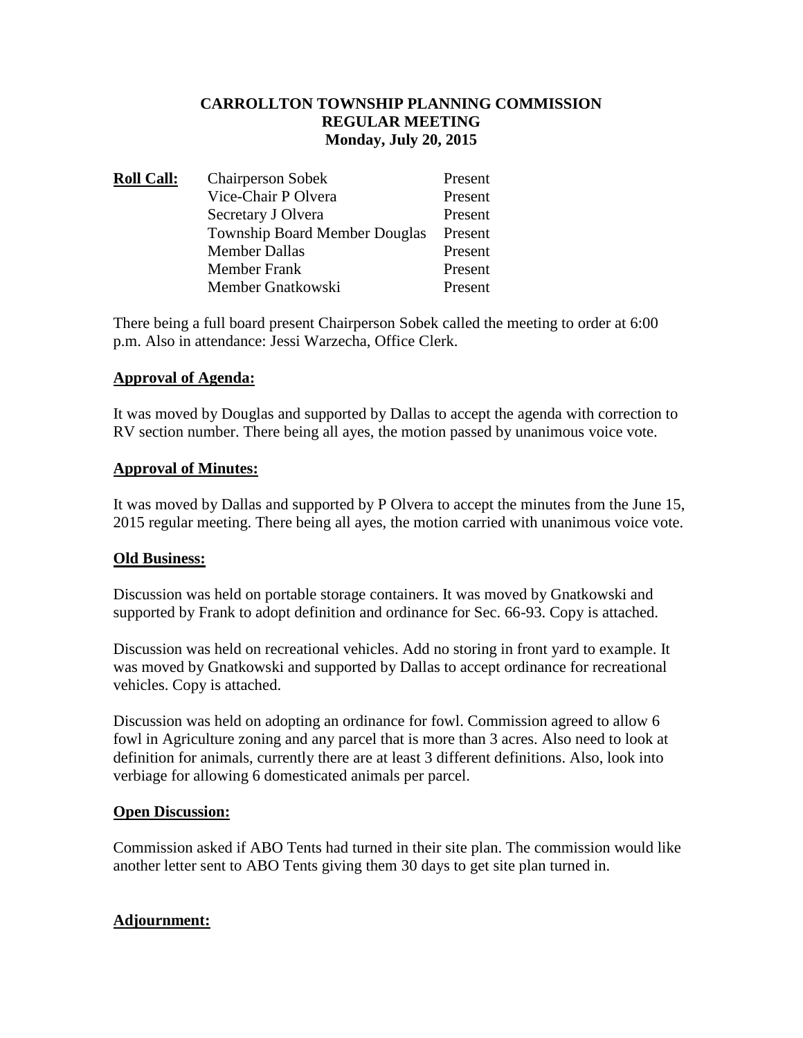# CARROLLTON TOWNSHIP PLANNING COMMISSION
## REGULAR MEETING
### Monday, July 20, 2015

| **Roll Call:** | | |
|---|---|---|
| | Chairperson Sobek | Present |
| | Vice-Chair P Olvera | Present |
| | Secretary J Olvera | Present |
| | Township Board Member Douglas | Present |
| | Member Dallas | Present |
| | Member Frank | Present |
| | Member Gnatkowski | Present |

There being a full board present Chairperson Sobek called the meeting to order at 6:00 p.m. Also in attendance: Jessi Warzecha, Office Clerk.

**Approval of Agenda:**

It was moved by Douglas and supported by Dallas to accept the agenda with correction to RV section number. There being all ayes, the motion passed by unanimous voice vote.

**Approval of Minutes:**

It was moved by Dallas and supported by P Olvera to accept the minutes from the June 15, 2015 regular meeting. There being all ayes, the motion carried with unanimous voice vote.

**Old Business:**

Discussion was held on portable storage containers. It was moved by Gnatkowski and supported by Frank to adopt definition and ordinance for Sec. 66-93. Copy is attached.

Discussion was held on recreational vehicles. Add no storing in front yard to example. It was moved by Gnatkowski and supported by Dallas to accept ordinance for recreational vehicles. Copy is attached.

Discussion was held on adopting an ordinance for fowl. Commission agreed to allow 6 fowl in Agriculture zoning and any parcel that is more than 3 acres. Also need to look at definition for animals, currently there are at least 3 different definitions. Also, look into verbiage for allowing 6 domesticated animals per parcel.

**Open Discussion:**

Commission asked if ABO Tents had turned in their site plan. The commission would like another letter sent to ABO Tents giving them 30 days to get site plan turned in.

**Adjournment:**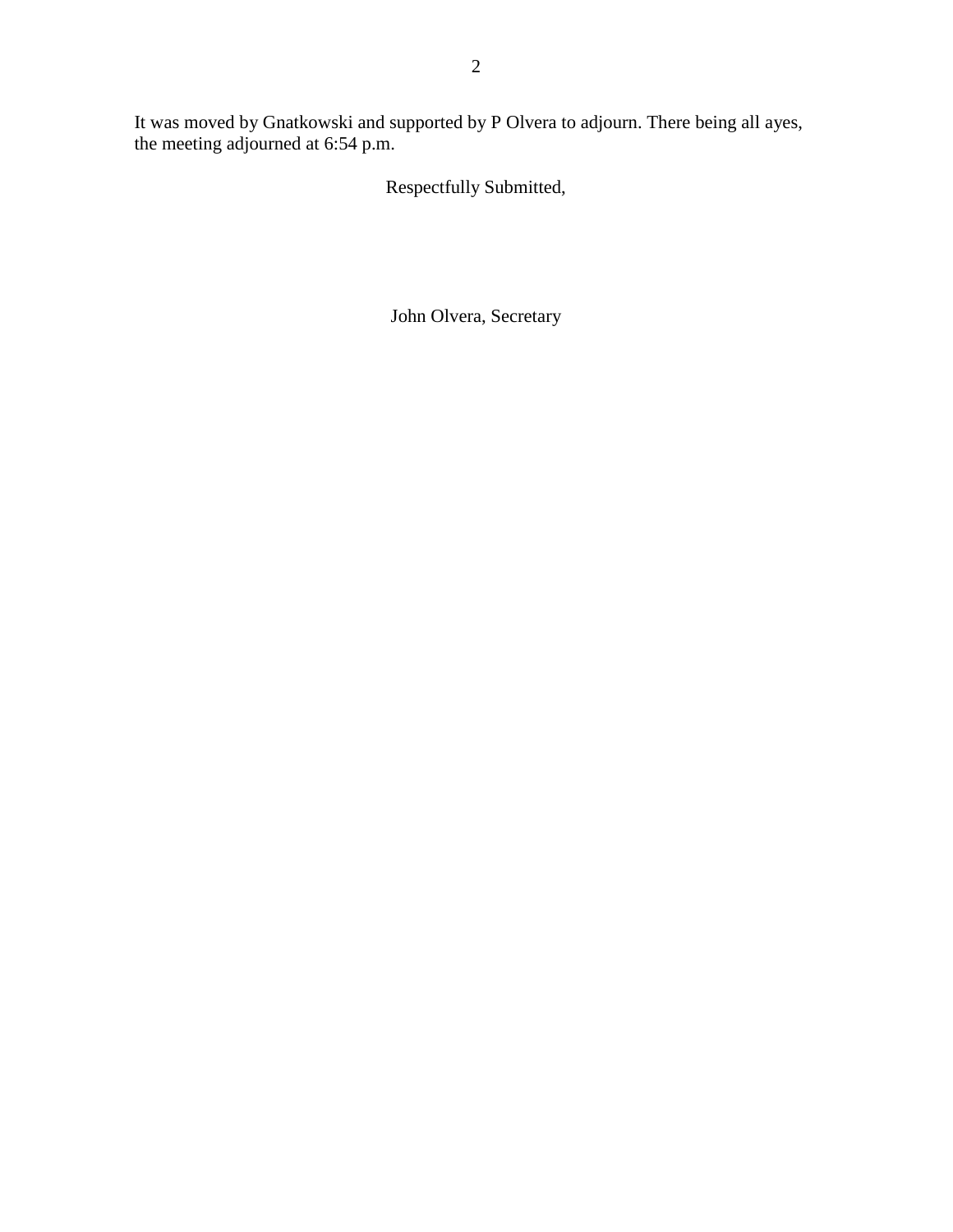It was moved by Gnatkowski and supported by P Olvera to adjourn. There being all ayes, the meeting adjourned at 6:54 p.m.

Respectfully Submitted,

John Olvera, Secretary